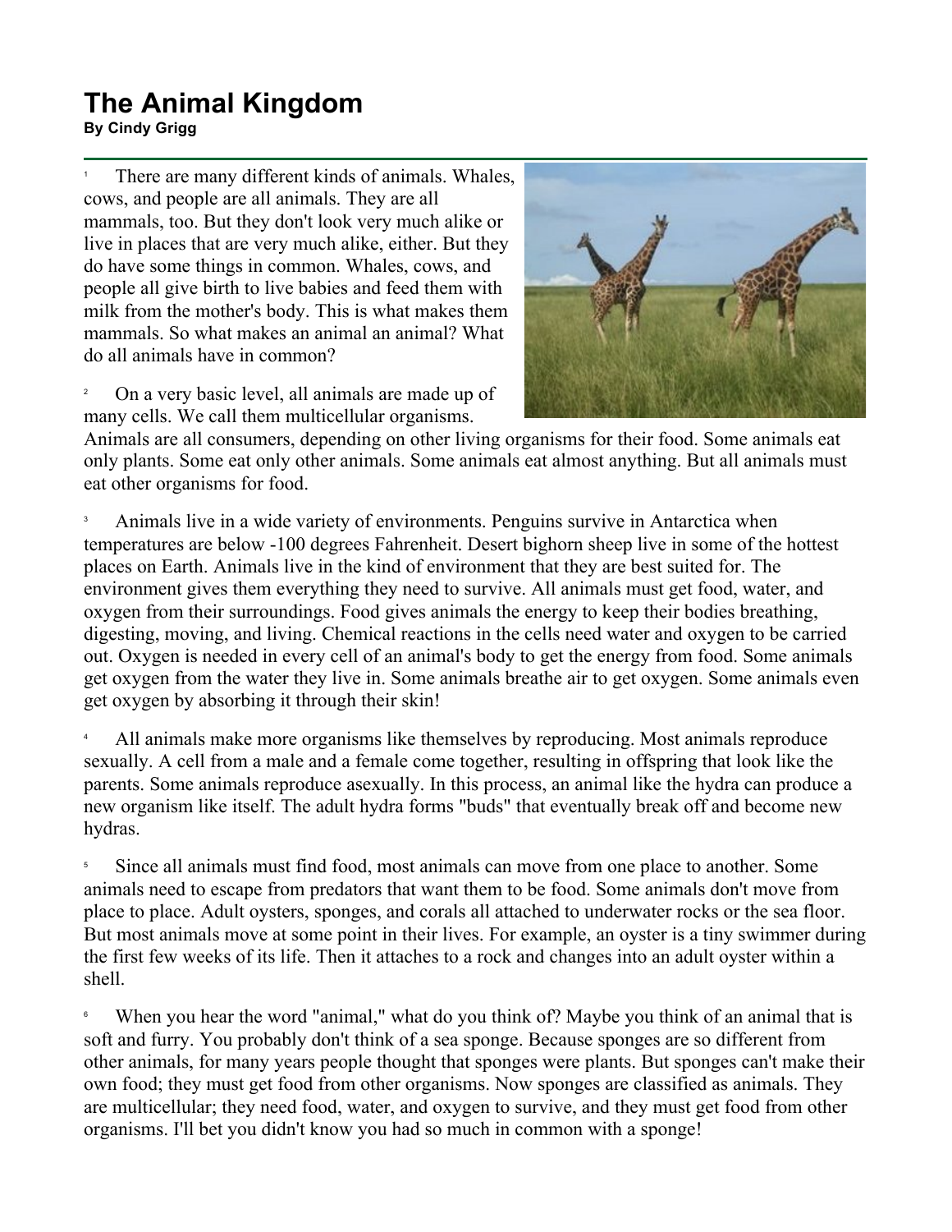# The Animal Kingdom

**By Cindy Grigg**

1 There are many different kinds of animals. Whales, cows, and people are all animals. They are all mammals, too. But they don't look very much alike or live in places that are very much alike, either. But they do have some things in common. Whales, cows, and people all give birth to live babies and feed them with milk from the mother's body. This is what makes them mammals. So what makes an animal an animal? What do all animals have in common?

2 On a very basic level, all animals are made up of many cells. We call them multicellular organisms. Animals are all consumers, depending on other living organisms for their food. Some animals eat only plants. Some eat only other animals. Some animals eat almost anything. But all animals must eat other organisms for food.

3 Animals live in a wide variety of environments. Penguins survive in Antarctica when temperatures are below -100 degrees Fahrenheit. Desert bighorn sheep live in some of the hottest places on Earth. Animals live in the kind of environment that they are best suited for. The environment gives them everything they need to survive. All animals must get food, water, and oxygen from their surroundings. Food gives animals the energy to keep their bodies breathing, digesting, moving, and living. Chemical reactions in the cells need water and oxygen to be carried out. Oxygen is needed in every cell of an animal's body to get the energy from food. Some animals get oxygen from the water they live in. Some animals breathe air to get oxygen. Some animals even get oxygen by absorbing it through their skin!

4 All animals make more organisms like themselves by reproducing. Most animals reproduce sexually. A cell from a male and a female come together, resulting in offspring that look like the parents. Some animals reproduce asexually. In this process, an animal like the hydra can produce a new organism like itself. The adult hydra forms "buds" that eventually break off and become new hydras.

5 Since all animals must find food, most animals can move from one place to another. Some animals need to escape from predators that want them to be food. Some animals don't move from place to place. Adult oysters, sponges, and corals all attached to underwater rocks or the sea floor. But most animals move at some point in their lives. For example, an oyster is a tiny swimmer during the first few weeks of its life. Then it attaches to a rock and changes into an adult oyster within a shell.

6 When you hear the word "animal," what do you think of? Maybe you think of an animal that is soft and furry. You probably don't think of a sea sponge. Because sponges are so different from other animals, for many years people thought that sponges were plants. But sponges can't make their own food; they must get food from other organisms. Now sponges are classified as animals. They are multicellular; they need food, water, and oxygen to survive, and they must get food from other organisms. I'll bet you didn't know you had so much in common with a sponge!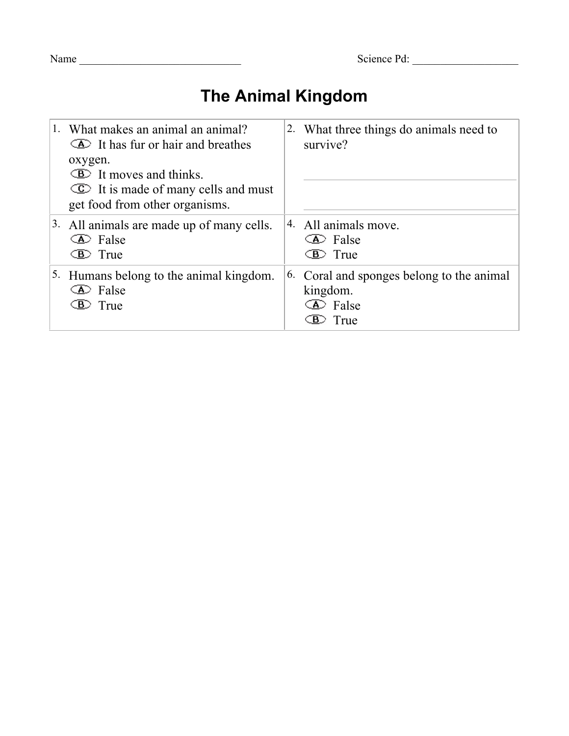Name ______________________________ Science Pd: ___________________

# The Animal Kingdom

| | |
|---|---|
| 1. What makes an animal an animal?<br>(A) It has fur or hair and breathes oxygen.<br>(B) It moves and thinks.<br>(C) It is made of many cells and must get food from other organisms. | 2. What three things do animals need to survive?<br>______________________________<br>______________________________ |
| 3. All animals are made up of many cells.<br>(A) False<br>(B) True | 4. All animals move.<br>(A) False<br>(B) True |
| 5. Humans belong to the animal kingdom.<br>(A) False<br>(B) True | 6. Coral and sponges belong to the animal kingdom.<br>(A) False<br>(B) True |